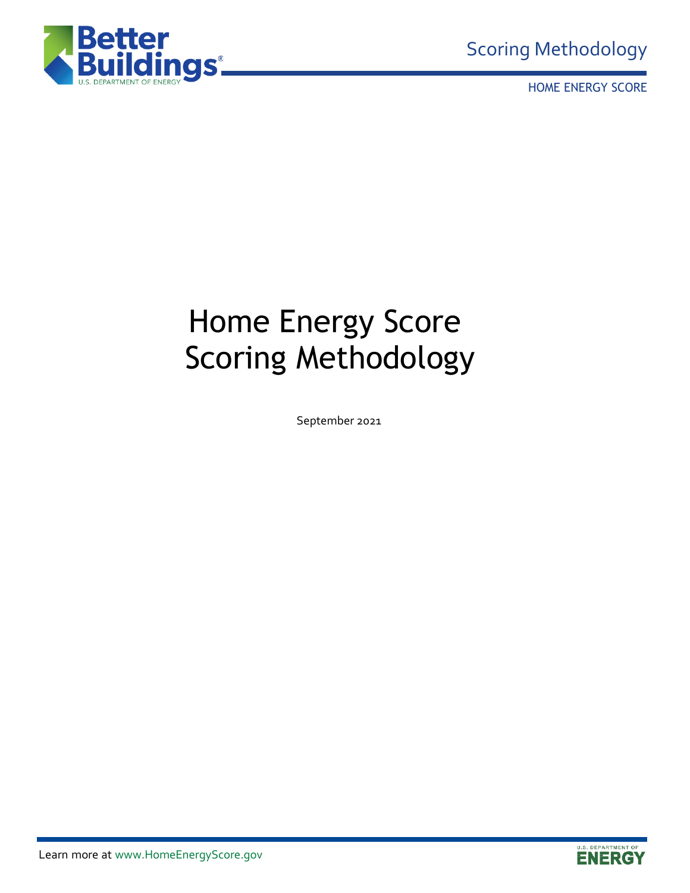# Home Energy Score Scoring Methodology

September 2021

Learn more at www.HomeEnergyScore.gov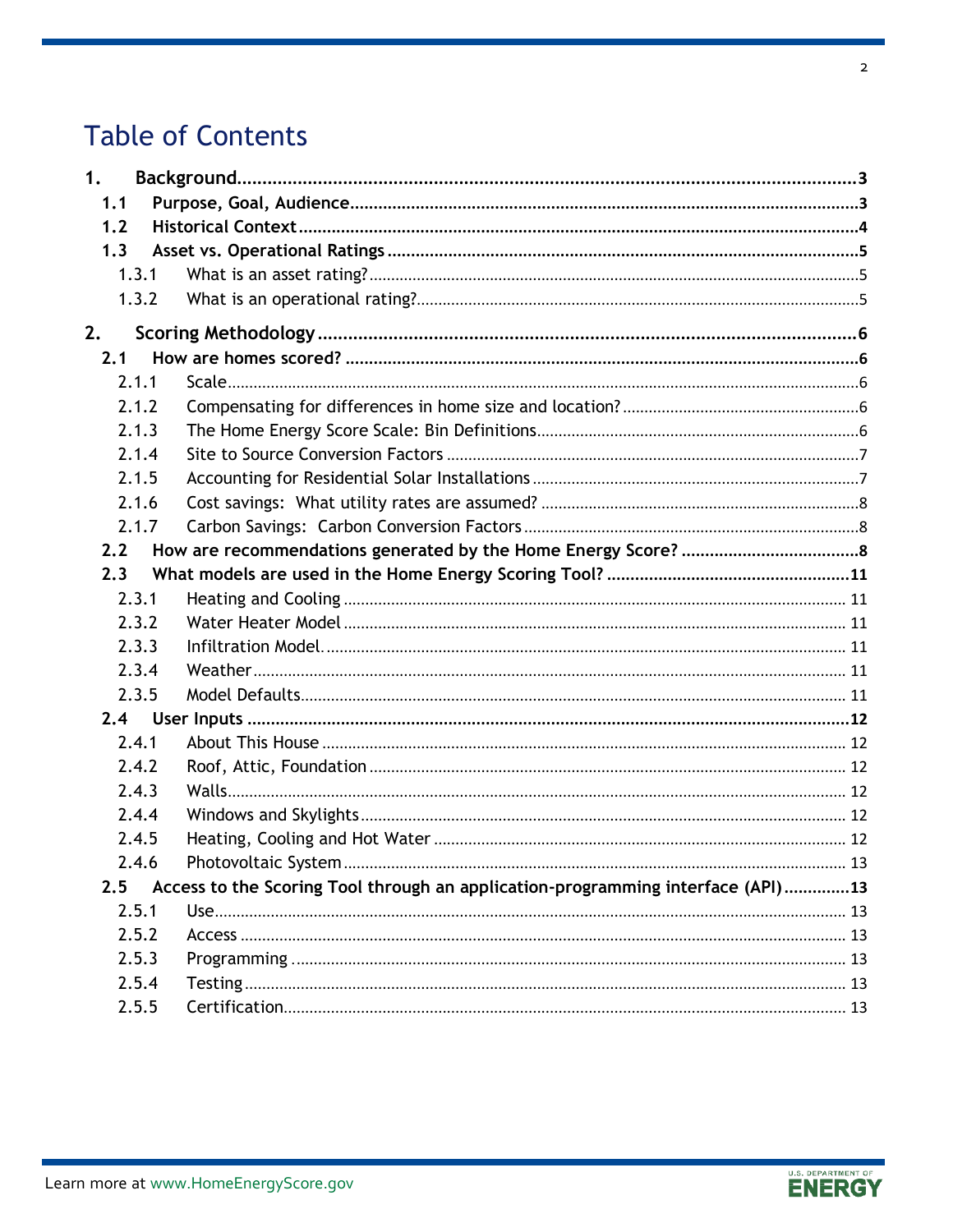# Table of Contents

**1. Background** ... **3**

- **1.1 Purpose, Goal, Audience** ... **3**
- **1.2 Historical Context** ... **4**
- **1.3 Asset vs. Operational Ratings** ... **5**
  - 1.3.1 What is an asset rating? ... 5
  - 1.3.2 What is an operational rating? ... 5

**2. Scoring Methodology** ... **6**

- **2.1 How are homes scored?** ... **6**
  - 2.1.1 Scale ... 6
  - 2.1.2 Compensating for differences in home size and location? ... 6
  - 2.1.3 The Home Energy Score Scale: Bin Definitions ... 6
  - 2.1.4 Site to Source Conversion Factors ... 7
  - 2.1.5 Accounting for Residential Solar Installations ... 7
  - 2.1.6 Cost savings: What utility rates are assumed? ... 8
  - 2.1.7 Carbon Savings: Carbon Conversion Factors ... 8
- **2.2 How are recommendations generated by the Home Energy Score?** ... **8**
- **2.3 What models are used in the Home Energy Scoring Tool?** ... **11**
  - 2.3.1 Heating and Cooling ... 11
  - 2.3.2 Water Heater Model ... 11
  - 2.3.3 Infiltration Model. ... 11
  - 2.3.4 Weather ... 11
  - 2.3.5 Model Defaults ... 11
- **2.4 User Inputs** ... **12**
  - 2.4.1 About This House ... 12
  - 2.4.2 Roof, Attic, Foundation ... 12
  - 2.4.3 Walls ... 12
  - 2.4.4 Windows and Skylights ... 12
  - 2.4.5 Heating, Cooling and Hot Water ... 12
  - 2.4.6 Photovoltaic System ... 13
- **2.5 Access to the Scoring Tool through an application-programming interface (API)** ... **13**
  - 2.5.1 Use ... 13
  - 2.5.2 Access ... 13
  - 2.5.3 Programming ... 13
  - 2.5.4 Testing ... 13
  - 2.5.5 Certification ... 13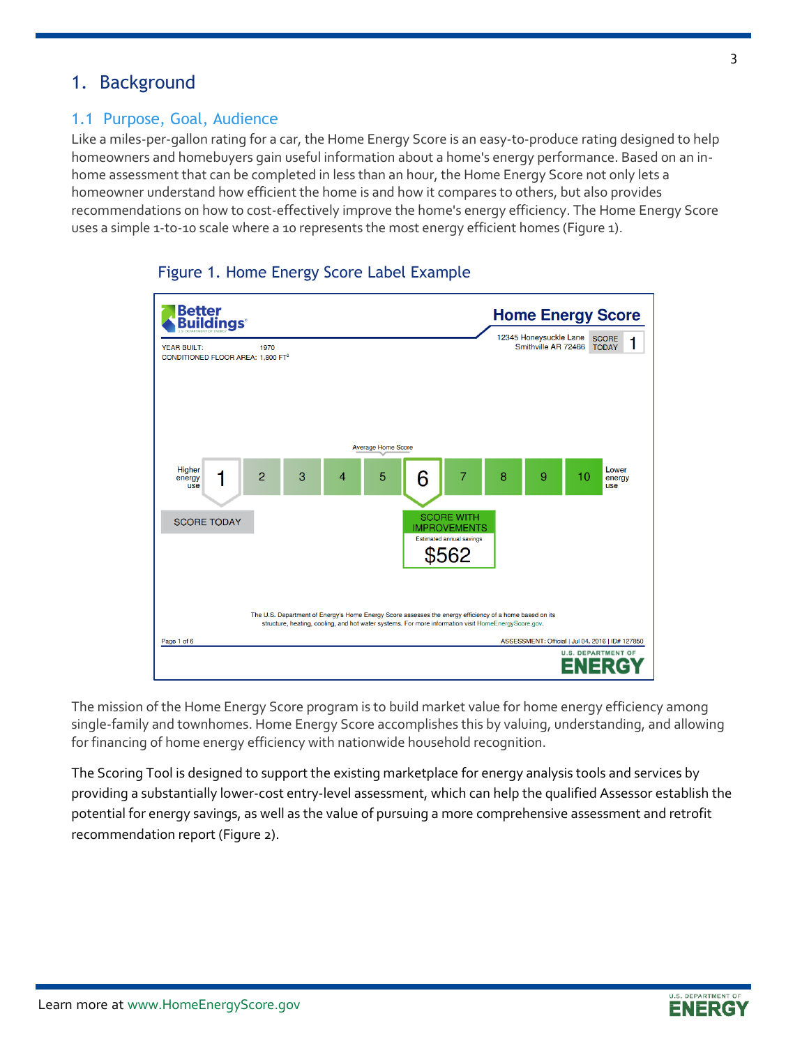# 1. Background

## 1.1 Purpose, Goal, Audience

Like a miles-per-gallon rating for a car, the Home Energy Score is an easy-to-produce rating designed to help homeowners and homebuyers gain useful information about a home's energy performance. Based on an in-home assessment that can be completed in less than an hour, the Home Energy Score not only lets a homeowner understand how efficient the home is and how it compares to others, but also provides recommendations on how to cost-effectively improve the home's energy efficiency. The Home Energy Score uses a simple 1-to-10 scale where a 10 represents the most energy efficient homes (Figure 1).

Figure 1. Home Energy Score Label Example

Better Buildings

Home Energy Score

12345 Honeysuckle Lane
Smithville AR 72466

SCORE TODAY 1

YEAR BUILT: 1970
CONDITIONED FLOOR AREA: 1,800 FT²

Average Home Score

Higher energy use | 1 | 2 | 3 | 4 | 5 | 6 | 7 | 8 | 9 | 10 | Lower energy use

SCORE TODAY

SCORE WITH IMPROVEMENTS
Estimated annual savings
$562

The U.S. Department of Energy's Home Energy Score assesses the energy efficiency of a home based on its structure, heating, cooling, and hot water systems. For more information visit HomeEnergyScore.gov.

Page 1 of 6

ASSESSMENT: Official | Jul 04, 2016 | ID# 127850

U.S. DEPARTMENT OF ENERGY

The mission of the Home Energy Score program is to build market value for home energy efficiency among single-family and townhomes. Home Energy Score accomplishes this by valuing, understanding, and allowing for financing of home energy efficiency with nationwide household recognition.

The Scoring Tool is designed to support the existing marketplace for energy analysis tools and services by providing a substantially lower-cost entry-level assessment, which can help the qualified Assessor establish the potential for energy savings, as well as the value of pursuing a more comprehensive assessment and retrofit recommendation report (Figure 2).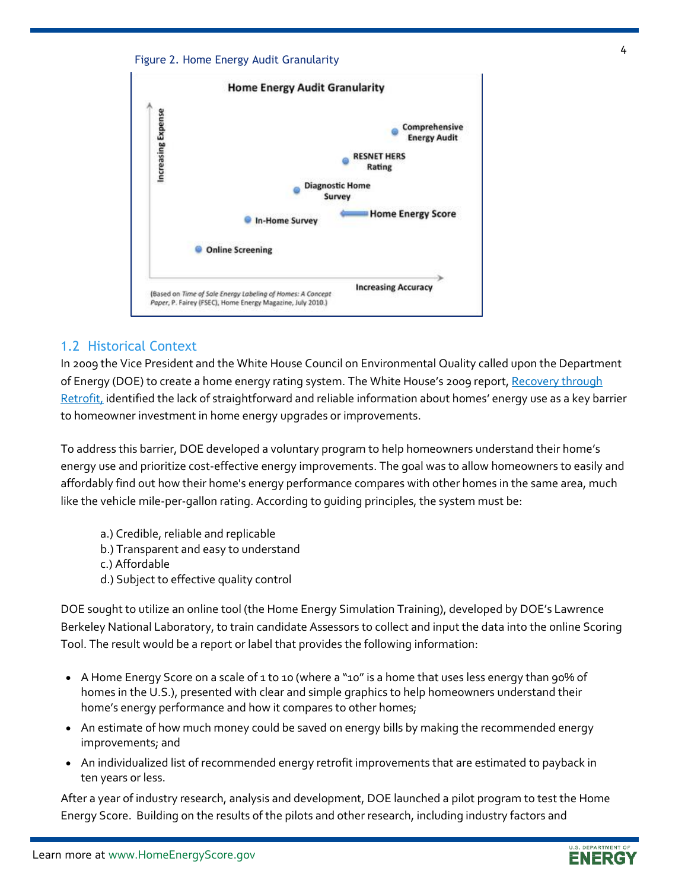Figure 2. Home Energy Audit Granularity

## 1.2 Historical Context

In 2009 the Vice President and the White House Council on Environmental Quality called upon the Department of Energy (DOE) to create a home energy rating system. The White House's 2009 report, Recovery through Retrofit, identified the lack of straightforward and reliable information about homes' energy use as a key barrier to homeowner investment in home energy upgrades or improvements.

To address this barrier, DOE developed a voluntary program to help homeowners understand their home's energy use and prioritize cost-effective energy improvements. The goal was to allow homeowners to easily and affordably find out how their home's energy performance compares with other homes in the same area, much like the vehicle mile-per-gallon rating. According to guiding principles, the system must be:

a.) Credible, reliable and replicable
b.) Transparent and easy to understand
c.) Affordable
d.) Subject to effective quality control

DOE sought to utilize an online tool (the Home Energy Simulation Training), developed by DOE's Lawrence Berkeley National Laboratory, to train candidate Assessors to collect and input the data into the online Scoring Tool. The result would be a report or label that provides the following information:

- A Home Energy Score on a scale of 1 to 10 (where a "10" is a home that uses less energy than 90% of homes in the U.S.), presented with clear and simple graphics to help homeowners understand their home's energy performance and how it compares to other homes;
- An estimate of how much money could be saved on energy bills by making the recommended energy improvements; and
- An individualized list of recommended energy retrofit improvements that are estimated to payback in ten years or less.

After a year of industry research, analysis and development, DOE launched a pilot program to test the Home Energy Score. Building on the results of the pilots and other research, including industry factors and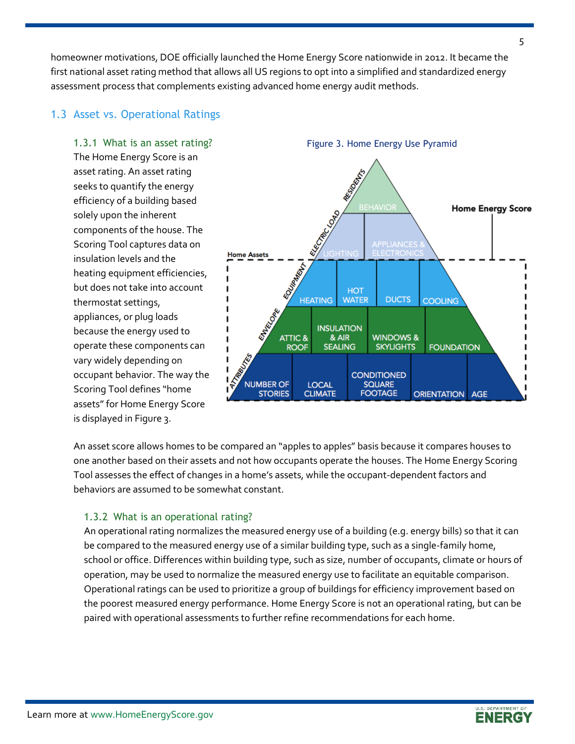homeowner motivations, DOE officially launched the Home Energy Score nationwide in 2012. It became the first national asset rating method that allows all US regions to opt into a simplified and standardized energy assessment process that complements existing advanced home energy audit methods.

## 1.3 Asset vs. Operational Ratings

### 1.3.1 What is an asset rating?

The Home Energy Score is an asset rating. An asset rating seeks to quantify the energy efficiency of a building based solely upon the inherent components of the house. The Scoring Tool captures data on insulation levels and the heating equipment efficiencies, but does not take into account thermostat settings, appliances, or plug loads because the energy used to operate these components can vary widely depending on occupant behavior. The way the Scoring Tool defines "home assets" for Home Energy Score is displayed in Figure 3.

Figure 3. Home Energy Use Pyramid

An asset score allows homes to be compared an "apples to apples" basis because it compares houses to one another based on their assets and not how occupants operate the houses. The Home Energy Scoring Tool assesses the effect of changes in a home's assets, while the occupant-dependent factors and behaviors are assumed to be somewhat constant.

### 1.3.2 What is an operational rating?

An operational rating normalizes the measured energy use of a building (e.g. energy bills) so that it can be compared to the measured energy use of a similar building type, such as a single-family home, school or office. Differences within building type, such as size, number of occupants, climate or hours of operation, may be used to normalize the measured energy use to facilitate an equitable comparison. Operational ratings can be used to prioritize a group of buildings for efficiency improvement based on the poorest measured energy performance. Home Energy Score is not an operational rating, but can be paired with operational assessments to further refine recommendations for each home.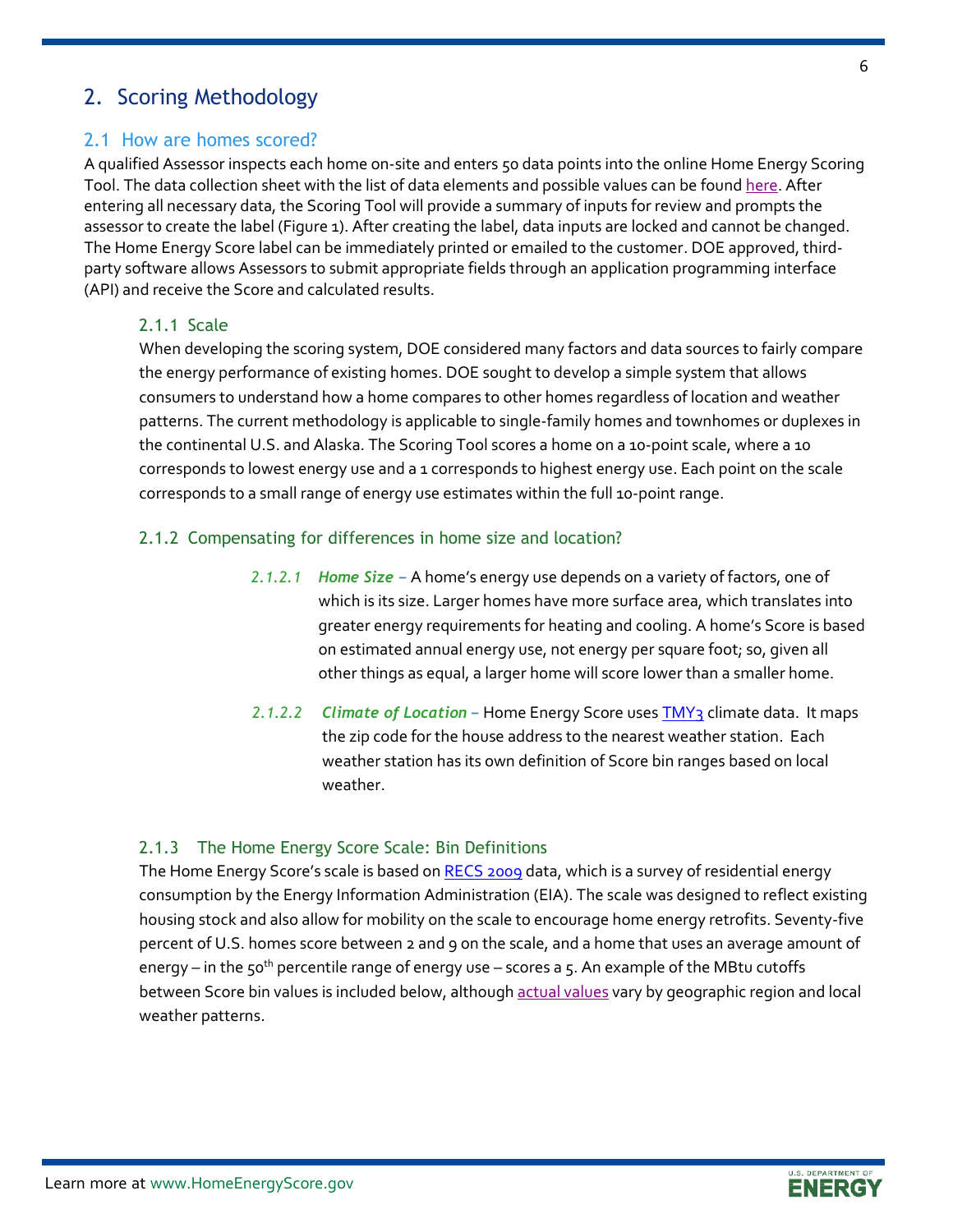## 2. Scoring Methodology

### 2.1 How are homes scored?

A qualified Assessor inspects each home on-site and enters 50 data points into the online Home Energy Scoring Tool. The data collection sheet with the list of data elements and possible values can be found here. After entering all necessary data, the Scoring Tool will provide a summary of inputs for review and prompts the assessor to create the label (Figure 1). After creating the label, data inputs are locked and cannot be changed. The Home Energy Score label can be immediately printed or emailed to the customer. DOE approved, third-party software allows Assessors to submit appropriate fields through an application programming interface (API) and receive the Score and calculated results.

#### 2.1.1 Scale

When developing the scoring system, DOE considered many factors and data sources to fairly compare the energy performance of existing homes. DOE sought to develop a simple system that allows consumers to understand how a home compares to other homes regardless of location and weather patterns. The current methodology is applicable to single-family homes and townhomes or duplexes in the continental U.S. and Alaska. The Scoring Tool scores a home on a 10-point scale, where a 10 corresponds to lowest energy use and a 1 corresponds to highest energy use. Each point on the scale corresponds to a small range of energy use estimates within the full 10-point range.

#### 2.1.2 Compensating for differences in home size and location?

*2.1.2.1* ***Home Size –*** A home's energy use depends on a variety of factors, one of which is its size. Larger homes have more surface area, which translates into greater energy requirements for heating and cooling. A home's Score is based on estimated annual energy use, not energy per square foot; so, given all other things as equal, a larger home will score lower than a smaller home.

*2.1.2.2* ***Climate of Location –*** Home Energy Score uses TMY3 climate data. It maps the zip code for the house address to the nearest weather station. Each weather station has its own definition of Score bin ranges based on local weather.

#### 2.1.3 The Home Energy Score Scale: Bin Definitions

The Home Energy Score's scale is based on RECS 2009 data, which is a survey of residential energy consumption by the Energy Information Administration (EIA). The scale was designed to reflect existing housing stock and also allow for mobility on the scale to encourage home energy retrofits. Seventy-five percent of U.S. homes score between 2 and 9 on the scale, and a home that uses an average amount of energy – in the 50th percentile range of energy use – scores a 5. An example of the MBtu cutoffs between Score bin values is included below, although actual values vary by geographic region and local weather patterns.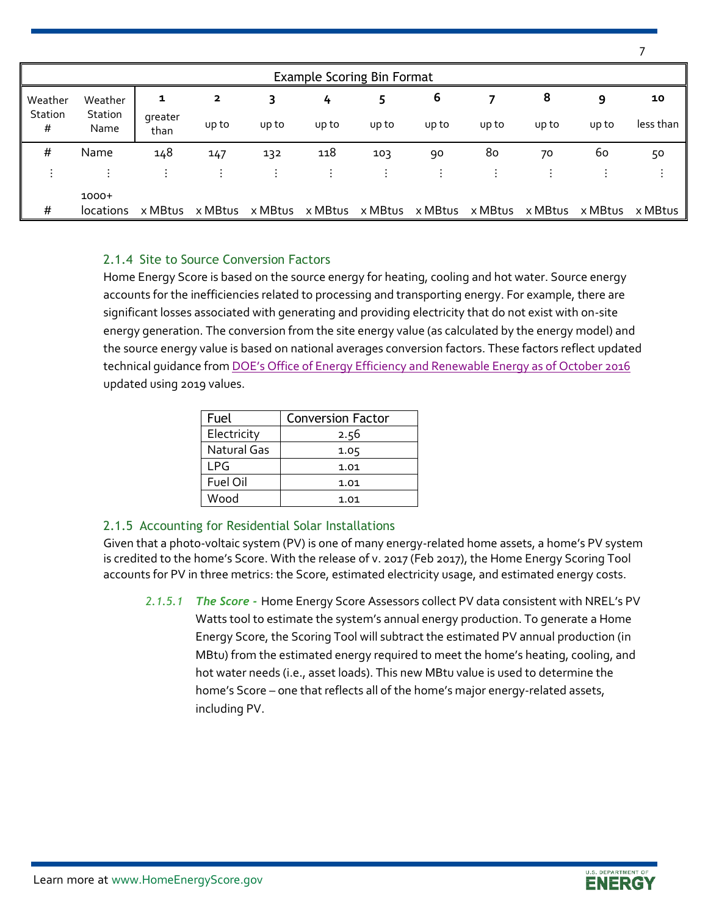| Example Scoring Bin Format | | | | | | | | | | | |
|---|---|---|---|---|---|---|---|---|---|---|---|
| Weather Station # | Weather Station Name | 1 greater than | 2 up to | 3 up to | 4 up to | 5 up to | 6 up to | 7 up to | 8 up to | 9 up to | 10 less than |
| # | Name | 148 | 147 | 132 | 118 | 103 | 90 | 80 | 70 | 60 | 50 |
| ⋮ | ⋮ | ⋮ | ⋮ | ⋮ | ⋮ | ⋮ | ⋮ | ⋮ | ⋮ | ⋮ | ⋮ |
| # | 1000+ locations | x MBtus | x MBtus | x MBtus | x MBtus | x MBtus | x MBtus | x MBtus | x MBtus | x MBtus | x MBtus |

### 2.1.4 Site to Source Conversion Factors

Home Energy Score is based on the source energy for heating, cooling and hot water. Source energy accounts for the inefficiencies related to processing and transporting energy. For example, there are significant losses associated with generating and providing electricity that do not exist with on-site energy generation. The conversion from the site energy value (as calculated by the energy model) and the source energy value is based on national averages conversion factors. These factors reflect updated technical guidance from DOE's Office of Energy Efficiency and Renewable Energy as of October 2016 updated using 2019 values.

| Fuel | Conversion Factor |
|---|---|
| Electricity | 2.56 |
| Natural Gas | 1.05 |
| LPG | 1.01 |
| Fuel Oil | 1.01 |
| Wood | 1.01 |

### 2.1.5 Accounting for Residential Solar Installations

Given that a photo-voltaic system (PV) is one of many energy-related home assets, a home's PV system is credited to the home's Score. With the release of v. 2017 (Feb 2017), the Home Energy Scoring Tool accounts for PV in three metrics: the Score, estimated electricity usage, and estimated energy costs.

*2.1.5.1* ***The Score -*** Home Energy Score Assessors collect PV data consistent with NREL's PV Watts tool to estimate the system's annual energy production. To generate a Home Energy Score, the Scoring Tool will subtract the estimated PV annual production (in MBtu) from the estimated energy required to meet the home's heating, cooling, and hot water needs (i.e., asset loads). This new MBtu value is used to determine the home's Score – one that reflects all of the home's major energy-related assets, including PV.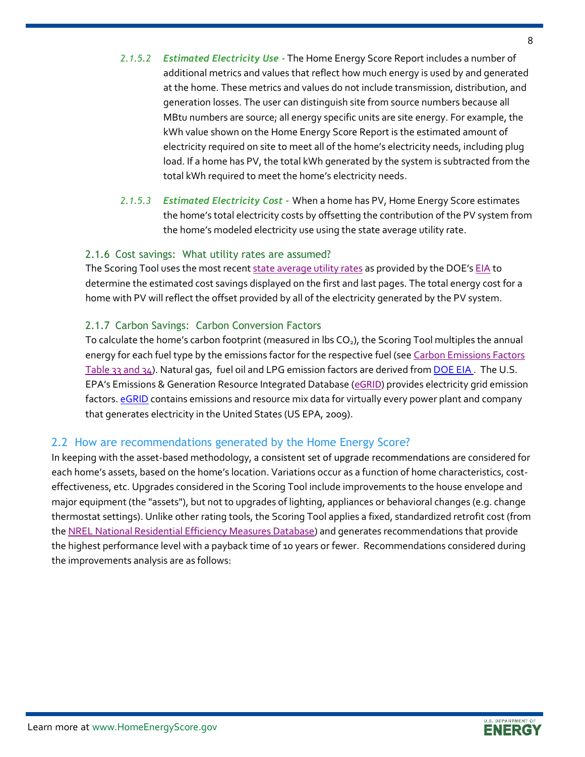*2.1.5.2* ***Estimated Electricity Use -*** The Home Energy Score Report includes a number of additional metrics and values that reflect how much energy is used by and generated at the home. These metrics and values do not include transmission, distribution, and generation losses. The user can distinguish site from source numbers because all MBtu numbers are source; all energy specific units are site energy. For example, the kWh value shown on the Home Energy Score Report is the estimated amount of electricity required on site to meet all of the home's electricity needs, including plug load. If a home has PV, the total kWh generated by the system is subtracted from the total kWh required to meet the home's electricity needs.

*2.1.5.3* ***Estimated Electricity Cost -*** When a home has PV, Home Energy Score estimates the home's total electricity costs by offsetting the contribution of the PV system from the home's modeled electricity use using the state average utility rate.

### 2.1.6 Cost savings: What utility rates are assumed?

The Scoring Tool uses the most recent state average utility rates as provided by the DOE's EIA to determine the estimated cost savings displayed on the first and last pages. The total energy cost for a home with PV will reflect the offset provided by all of the electricity generated by the PV system.

### 2.1.7 Carbon Savings: Carbon Conversion Factors

To calculate the home's carbon footprint (measured in lbs $CO_2$), the Scoring Tool multiples the annual energy for each fuel type by the emissions factor for the respective fuel (see Carbon Emissions Factors Table 33 and 34). Natural gas, fuel oil and LPG emission factors are derived from DOE EIA. The U.S. EPA's Emissions & Generation Resource Integrated Database (eGRID) provides electricity grid emission factors. eGRID contains emissions and resource mix data for virtually every power plant and company that generates electricity in the United States (US EPA, 2009).

## 2.2 How are recommendations generated by the Home Energy Score?

In keeping with the asset-based methodology, a consistent set of upgrade recommendations are considered for each home's assets, based on the home's location. Variations occur as a function of home characteristics, cost-effectiveness, etc. Upgrades considered in the Scoring Tool include improvements to the house envelope and major equipment (the "assets"), but not to upgrades of lighting, appliances or behavioral changes (e.g. change thermostat settings). Unlike other rating tools, the Scoring Tool applies a fixed, standardized retrofit cost (from the NREL National Residential Efficiency Measures Database) and generates recommendations that provide the highest performance level with a payback time of 10 years or fewer. Recommendations considered during the improvements analysis are as follows: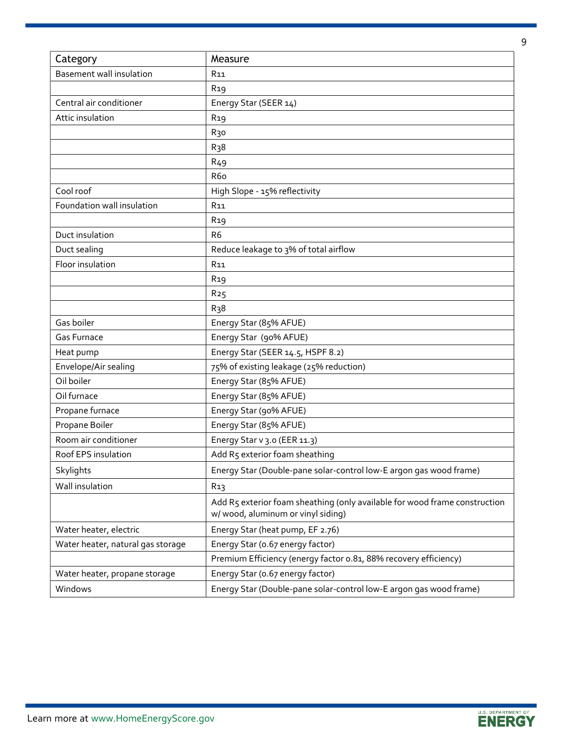| Category | Measure |
|---|---|
| Basement wall insulation | R11 |
| | R19 |
| Central air conditioner | Energy Star (SEER 14) |
| Attic insulation | R19 |
| | R30 |
| | R38 |
| | R49 |
| | R60 |
| Cool roof | High Slope - 15% reflectivity |
| Foundation wall insulation | R11 |
| | R19 |
| Duct insulation | R6 |
| Duct sealing | Reduce leakage to 3% of total airflow |
| Floor insulation | R11 |
| | R19 |
| | R25 |
| | R38 |
| Gas boiler | Energy Star (85% AFUE) |
| Gas Furnace | Energy Star (90% AFUE) |
| Heat pump | Energy Star (SEER 14.5, HSPF 8.2) |
| Envelope/Air sealing | 75% of existing leakage (25% reduction) |
| Oil boiler | Energy Star (85% AFUE) |
| Oil furnace | Energy Star (85% AFUE) |
| Propane furnace | Energy Star (90% AFUE) |
| Propane Boiler | Energy Star (85% AFUE) |
| Room air conditioner | Energy Star v 3.0 (EER 11.3) |
| Roof EPS insulation | Add R5 exterior foam sheathing |
| Skylights | Energy Star (Double-pane solar-control low-E argon gas wood frame) |
| Wall insulation | R13 |
| | Add R5 exterior foam sheathing (only available for wood frame construction w/ wood, aluminum or vinyl siding) |
| Water heater, electric | Energy Star (heat pump, EF 2.76) |
| Water heater, natural gas storage | Energy Star (0.67 energy factor) |
| | Premium Efficiency (energy factor 0.81, 88% recovery efficiency) |
| Water heater, propane storage | Energy Star (0.67 energy factor) |
| Windows | Energy Star (Double-pane solar-control low-E argon gas wood frame) |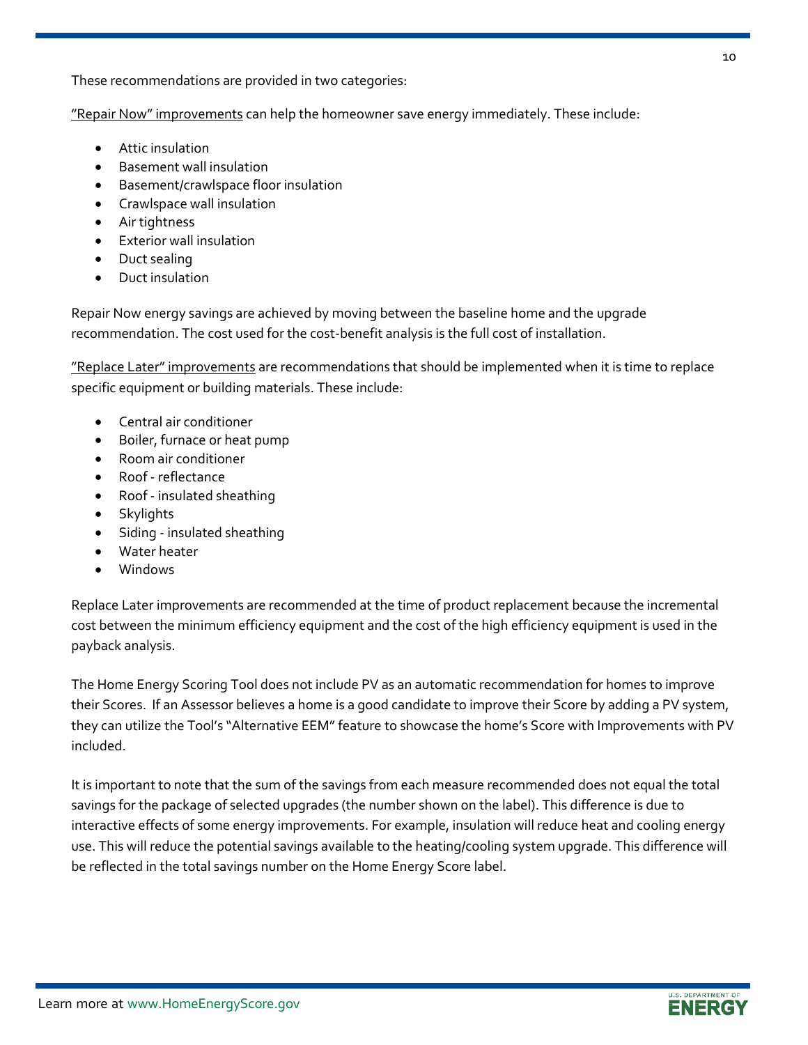These recommendations are provided in two categories:

<u>"Repair Now" improvements</u> can help the homeowner save energy immediately. These include:

- Attic insulation
- Basement wall insulation
- Basement/crawlspace floor insulation
- Crawlspace wall insulation
- Air tightness
- Exterior wall insulation
- Duct sealing
- Duct insulation

Repair Now energy savings are achieved by moving between the baseline home and the upgrade recommendation. The cost used for the cost-benefit analysis is the full cost of installation.

<u>"Replace Later" improvements</u> are recommendations that should be implemented when it is time to replace specific equipment or building materials. These include:

- Central air conditioner
- Boiler, furnace or heat pump
- Room air conditioner
- Roof - reflectance
- Roof - insulated sheathing
- Skylights
- Siding - insulated sheathing
- Water heater
- Windows

Replace Later improvements are recommended at the time of product replacement because the incremental cost between the minimum efficiency equipment and the cost of the high efficiency equipment is used in the payback analysis.

The Home Energy Scoring Tool does not include PV as an automatic recommendation for homes to improve their Scores. If an Assessor believes a home is a good candidate to improve their Score by adding a PV system, they can utilize the Tool's "Alternative EEM" feature to showcase the home's Score with Improvements with PV included.

It is important to note that the sum of the savings from each measure recommended does not equal the total savings for the package of selected upgrades (the number shown on the label). This difference is due to interactive effects of some energy improvements. For example, insulation will reduce heat and cooling energy use. This will reduce the potential savings available to the heating/cooling system upgrade. This difference will be reflected in the total savings number on the Home Energy Score label.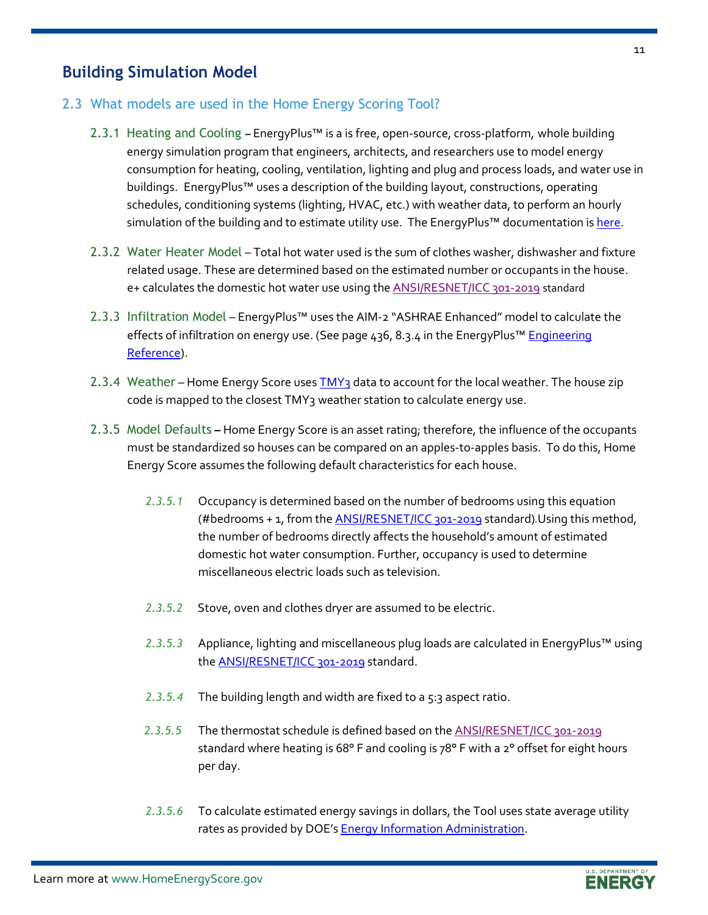## Building Simulation Model

### 2.3 What models are used in the Home Energy Scoring Tool?

**2.3.1 Heating and Cooling** – EnergyPlus™ is a is free, open-source, cross-platform, whole building energy simulation program that engineers, architects, and researchers use to model energy consumption for heating, cooling, ventilation, lighting and plug and process loads, and water use in buildings. EnergyPlus™ uses a description of the building layout, constructions, operating schedules, conditioning systems (lighting, HVAC, etc.) with weather data, to perform an hourly simulation of the building and to estimate utility use. The EnergyPlus™ documentation is here.

**2.3.2 Water Heater Model** – Total hot water used is the sum of clothes washer, dishwasher and fixture related usage. These are determined based on the estimated number or occupants in the house. e+ calculates the domestic hot water use using the ANSI/RESNET/ICC 301-2019 standard

**2.3.3 Infiltration Model** – EnergyPlus™ uses the AIM-2 "ASHRAE Enhanced" model to calculate the effects of infiltration on energy use. (See page 436, 8.3.4 in the EnergyPlus™ Engineering Reference).

**2.3.4 Weather** – Home Energy Score uses TMY3 data to account for the local weather. The house zip code is mapped to the closest TMY3 weather station to calculate energy use.

**2.3.5 Model Defaults** – Home Energy Score is an asset rating; therefore, the influence of the occupants must be standardized so houses can be compared on an apples-to-apples basis. To do this, Home Energy Score assumes the following default characteristics for each house.

*2.3.5.1* Occupancy is determined based on the number of bedrooms using this equation (#bedrooms + 1, from the ANSI/RESNET/ICC 301-2019 standard).Using this method, the number of bedrooms directly affects the household's amount of estimated domestic hot water consumption. Further, occupancy is used to determine miscellaneous electric loads such as television.

*2.3.5.2* Stove, oven and clothes dryer are assumed to be electric.

*2.3.5.3* Appliance, lighting and miscellaneous plug loads are calculated in EnergyPlus™ using the ANSI/RESNET/ICC 301-2019 standard.

*2.3.5.4* The building length and width are fixed to a 5:3 aspect ratio.

*2.3.5.5* The thermostat schedule is defined based on the ANSI/RESNET/ICC 301-2019 standard where heating is 68° F and cooling is 78° F with a 2° offset for eight hours per day.

*2.3.5.6* To calculate estimated energy savings in dollars, the Tool uses state average utility rates as provided by DOE's Energy Information Administration.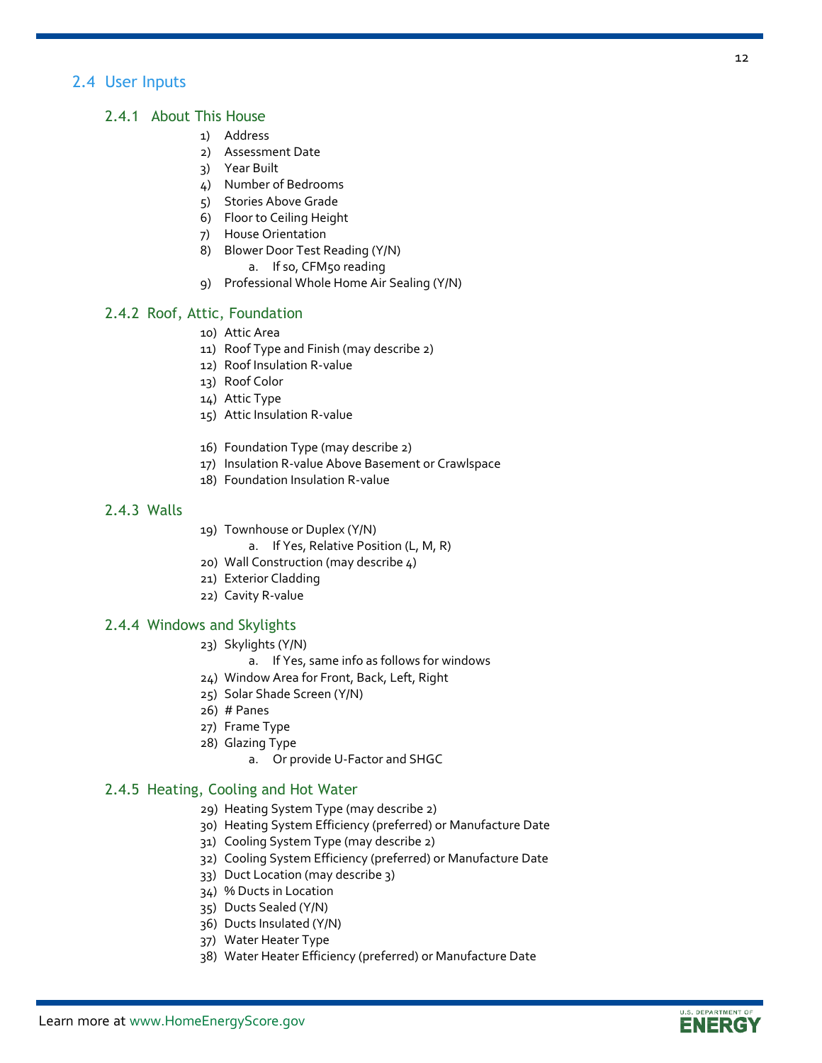## 2.4 User Inputs

### 2.4.1 About This House

1) Address
2) Assessment Date
3) Year Built
4) Number of Bedrooms
5) Stories Above Grade
6) Floor to Ceiling Height
7) House Orientation
8) Blower Door Test Reading (Y/N)
    a. If so, CFM50 reading
9) Professional Whole Home Air Sealing (Y/N)

### 2.4.2 Roof, Attic, Foundation

10) Attic Area
11) Roof Type and Finish (may describe 2)
12) Roof Insulation R-value
13) Roof Color
14) Attic Type
15) Attic Insulation R-value

16) Foundation Type (may describe 2)
17) Insulation R-value Above Basement or Crawlspace
18) Foundation Insulation R-value

### 2.4.3 Walls

19) Townhouse or Duplex (Y/N)
    a. If Yes, Relative Position (L, M, R)
20) Wall Construction (may describe 4)
21) Exterior Cladding
22) Cavity R-value

### 2.4.4 Windows and Skylights

23) Skylights (Y/N)
    a. If Yes, same info as follows for windows
24) Window Area for Front, Back, Left, Right
25) Solar Shade Screen (Y/N)
26) # Panes
27) Frame Type
28) Glazing Type
    a. Or provide U-Factor and SHGC

### 2.4.5 Heating, Cooling and Hot Water

29) Heating System Type (may describe 2)
30) Heating System Efficiency (preferred) or Manufacture Date
31) Cooling System Type (may describe 2)
32) Cooling System Efficiency (preferred) or Manufacture Date
33) Duct Location (may describe 3)
34) % Ducts in Location
35) Ducts Sealed (Y/N)
36) Ducts Insulated (Y/N)
37) Water Heater Type
38) Water Heater Efficiency (preferred) or Manufacture Date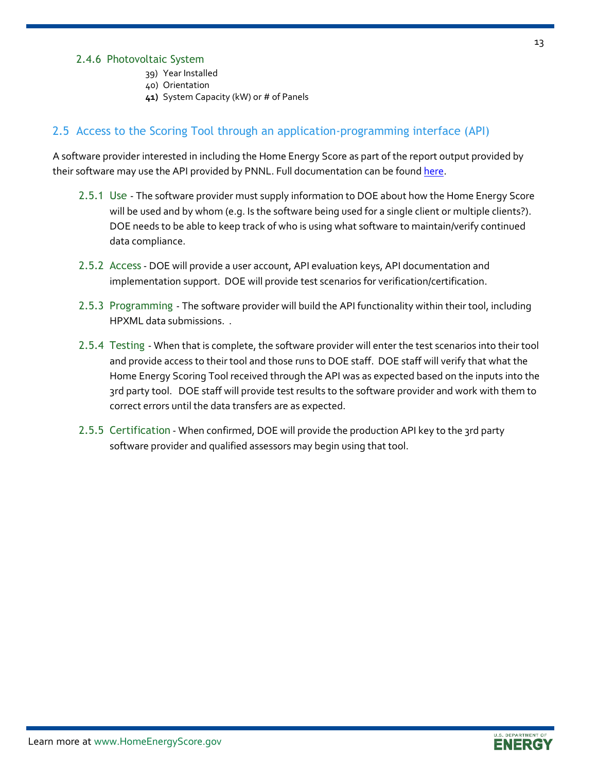### 2.4.6 Photovoltaic System

39) Year Installed
40) Orientation
41) System Capacity (kW) or # of Panels

## 2.5 Access to the Scoring Tool through an application-programming interface (API)

A software provider interested in including the Home Energy Score as part of the report output provided by their software may use the API provided by PNNL. Full documentation can be found here.

**2.5.1 Use** - The software provider must supply information to DOE about how the Home Energy Score will be used and by whom (e.g. Is the software being used for a single client or multiple clients?). DOE needs to be able to keep track of who is using what software to maintain/verify continued data compliance.

**2.5.2 Access** - DOE will provide a user account, API evaluation keys, API documentation and implementation support. DOE will provide test scenarios for verification/certification.

**2.5.3 Programming** - The software provider will build the API functionality within their tool, including HPXML data submissions. .

**2.5.4 Testing** - When that is complete, the software provider will enter the test scenarios into their tool and provide access to their tool and those runs to DOE staff. DOE staff will verify that what the Home Energy Scoring Tool received through the API was as expected based on the inputs into the 3rd party tool. DOE staff will provide test results to the software provider and work with them to correct errors until the data transfers are as expected.

**2.5.5 Certification** - When confirmed, DOE will provide the production API key to the 3rd party software provider and qualified assessors may begin using that tool.